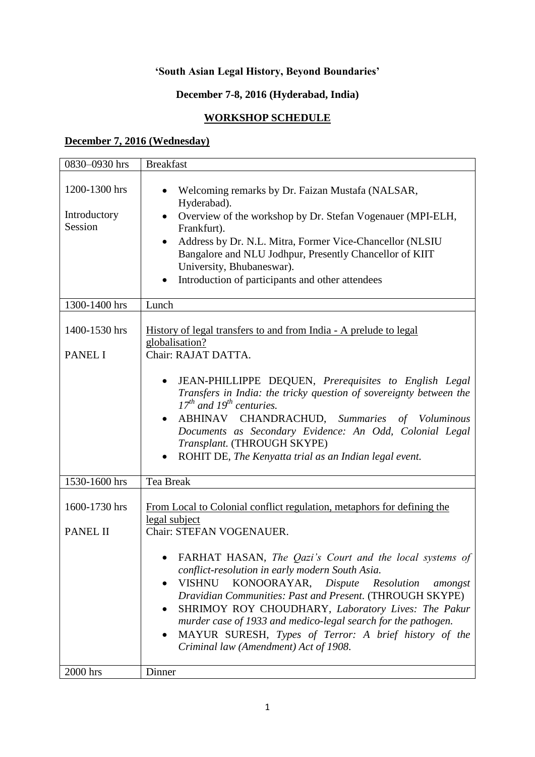**'South Asian Legal History, Beyond Boundaries'**

**December 7-8, 2016 (Hyderabad, India)**

**WORKSHOP SCHEDULE**

**December 7, 2016 (Wednesday)**

| 0830–0930 hrs | Breakfast |
|---|---|
| 1200-1300 hrs<br><br>Introductory Session | • Welcoming remarks by Dr. Faizan Mustafa (NALSAR, Hyderabad).<br>• Overview of the workshop by Dr. Stefan Vogenauer (MPI-ELH, Frankfurt).<br>• Address by Dr. N.L. Mitra, Former Vice-Chancellor (NLSIU Bangalore and NLU Jodhpur, Presently Chancellor of KIIT University, Bhubaneswar).<br>• Introduction of participants and other attendees |
| 1300-1400 hrs | Lunch |
| 1400-1530 hrs<br><br>PANEL I | History of legal transfers to and from India - A prelude to legal globalisation?<br>Chair: RAJAT DATTA.<br><br>• JEAN-PHILLIPPE DEQUEN, *Prerequisites to English Legal Transfers in India: the tricky question of sovereignty between the 17th and 19th centuries.*<br>• ABHINAV CHANDRACHUD, *Summaries of Voluminous Documents as Secondary Evidence: An Odd, Colonial Legal Transplant.* (THROUGH SKYPE)<br>• ROHIT DE, *The Kenyatta trial as an Indian legal event.* |
| 1530-1600 hrs | Tea Break |
| 1600-1730 hrs<br><br>PANEL II | From Local to Colonial conflict regulation, metaphors for defining the legal subject<br>Chair: STEFAN VOGENAUER.<br><br>• FARHAT HASAN, *The Qazi's Court and the local systems of conflict-resolution in early modern South Asia.*<br>• VISHNU KONOORAYAR, *Dispute Resolution amongst Dravidian Communities: Past and Present.* (THROUGH SKYPE)<br>• SHRIMOY ROY CHOUDHARY, *Laboratory Lives: The Pakur murder case of 1933 and medico-legal search for the pathogen.*<br>• MAYUR SURESH, *Types of Terror: A brief history of the Criminal law (Amendment) Act of 1908.* |
| 2000 hrs | Dinner |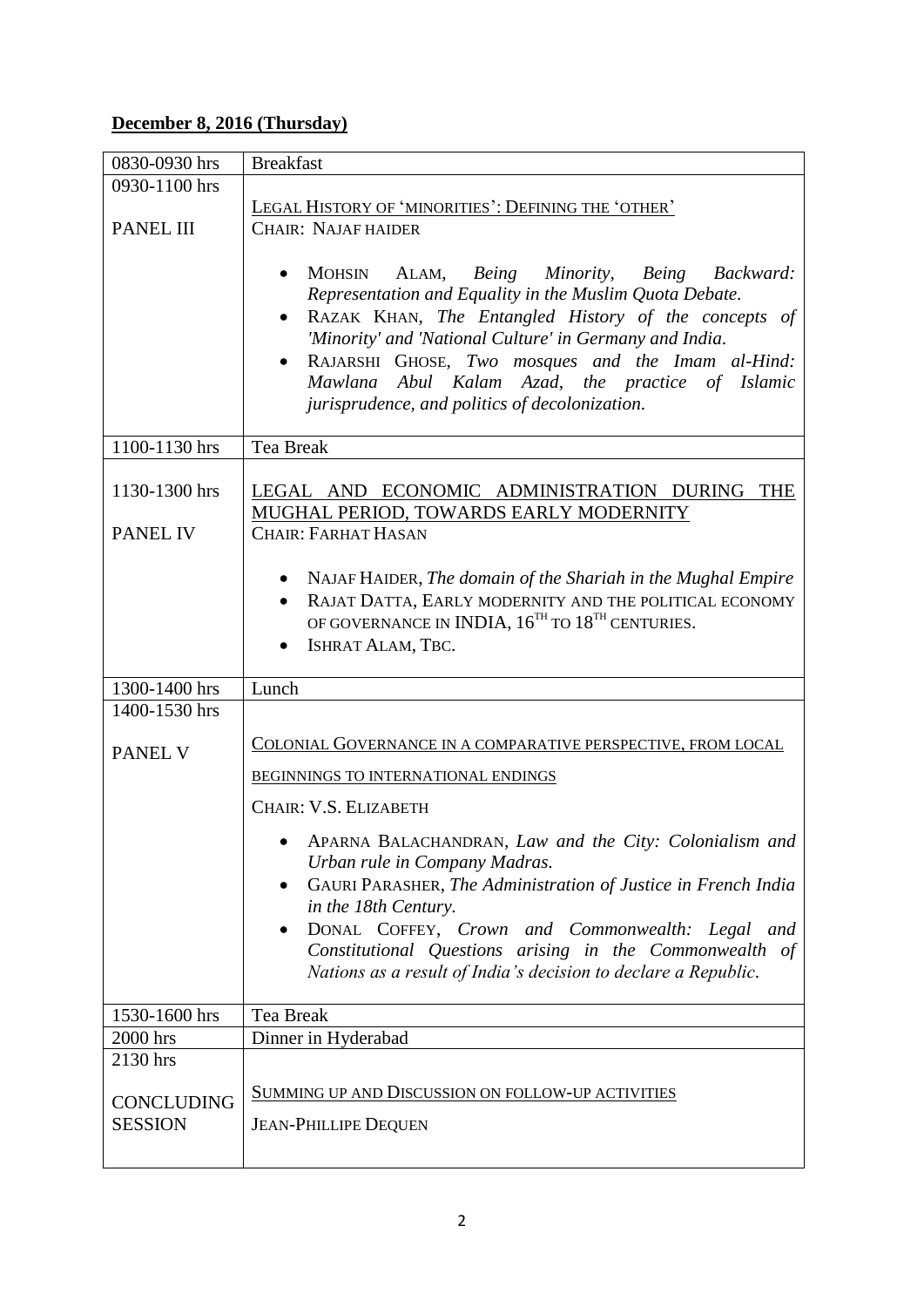**December 8, 2016 (Thursday)**

| | |
|---|---|
| 0830-0930 hrs | Breakfast |
| 0930-1100 hrs<br><br>PANEL III | LEGAL HISTORY OF 'MINORITIES': DEFINING THE 'OTHER'<br>CHAIR: NAJAF HAIDER<br><br>• MOHSIN ALAM, *Being Minority, Being Backward: Representation and Equality in the Muslim Quota Debate.*<br>• RAZAK KHAN, *The Entangled History of the concepts of 'Minority' and 'National Culture' in Germany and India.*<br>• RAJARSHI GHOSE, *Two mosques and the Imam al-Hind: Mawlana Abul Kalam Azad, the practice of Islamic jurisprudence, and politics of decolonization.* |
| 1100-1130 hrs | Tea Break |
| 1130-1300 hrs<br><br>PANEL IV | LEGAL AND ECONOMIC ADMINISTRATION DURING THE MUGHAL PERIOD, TOWARDS EARLY MODERNITY<br>CHAIR: FARHAT HASAN<br><br>• NAJAF HAIDER, *The domain of the Shariah in the Mughal Empire*<br>• RAJAT DATTA, EARLY MODERNITY AND THE POLITICAL ECONOMY OF GOVERNANCE IN INDIA, 16TH TO 18TH CENTURIES.<br>• ISHRAT ALAM, TBC. |
| 1300-1400 hrs | Lunch |
| 1400-1530 hrs<br><br>PANEL V | COLONIAL GOVERNANCE IN A COMPARATIVE PERSPECTIVE, FROM LOCAL BEGINNINGS TO INTERNATIONAL ENDINGS<br>CHAIR: V.S. ELIZABETH<br><br>• APARNA BALACHANDRAN, *Law and the City: Colonialism and Urban rule in Company Madras.*<br>• GAURI PARASHER, *The Administration of Justice in French India in the 18th Century.*<br>• DONAL COFFEY, *Crown and Commonwealth: Legal and Constitutional Questions arising in the Commonwealth of Nations as a result of India's decision to declare a Republic.* |
| 1530-1600 hrs | Tea Break |
| 2000 hrs | Dinner in Hyderabad |
| 2130 hrs<br><br>CONCLUDING SESSION | SUMMING UP AND DISCUSSION ON FOLLOW-UP ACTIVITIES<br>JEAN-PHILLIPE DEQUEN |